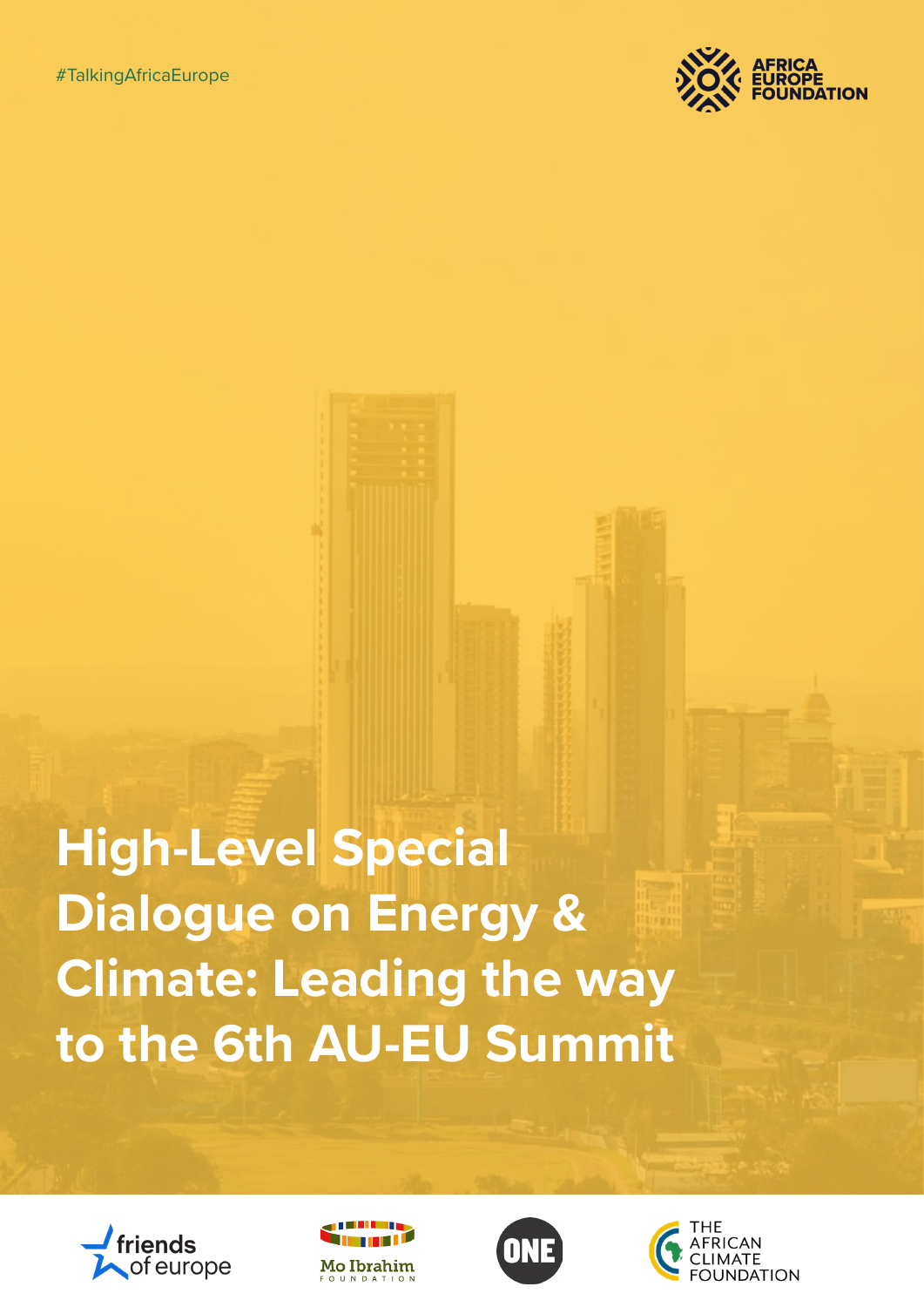#TalkingAfricaEurope

AFRICA EUROPE FOUNDATION

# High-Level Special Dialogue on Energy & Climate: Leading the way to the 6th AU-EU Summit

friends of europe

Mo Ibrahim FOUNDATION

ONE

THE AFRICAN CLIMATE FOUNDATION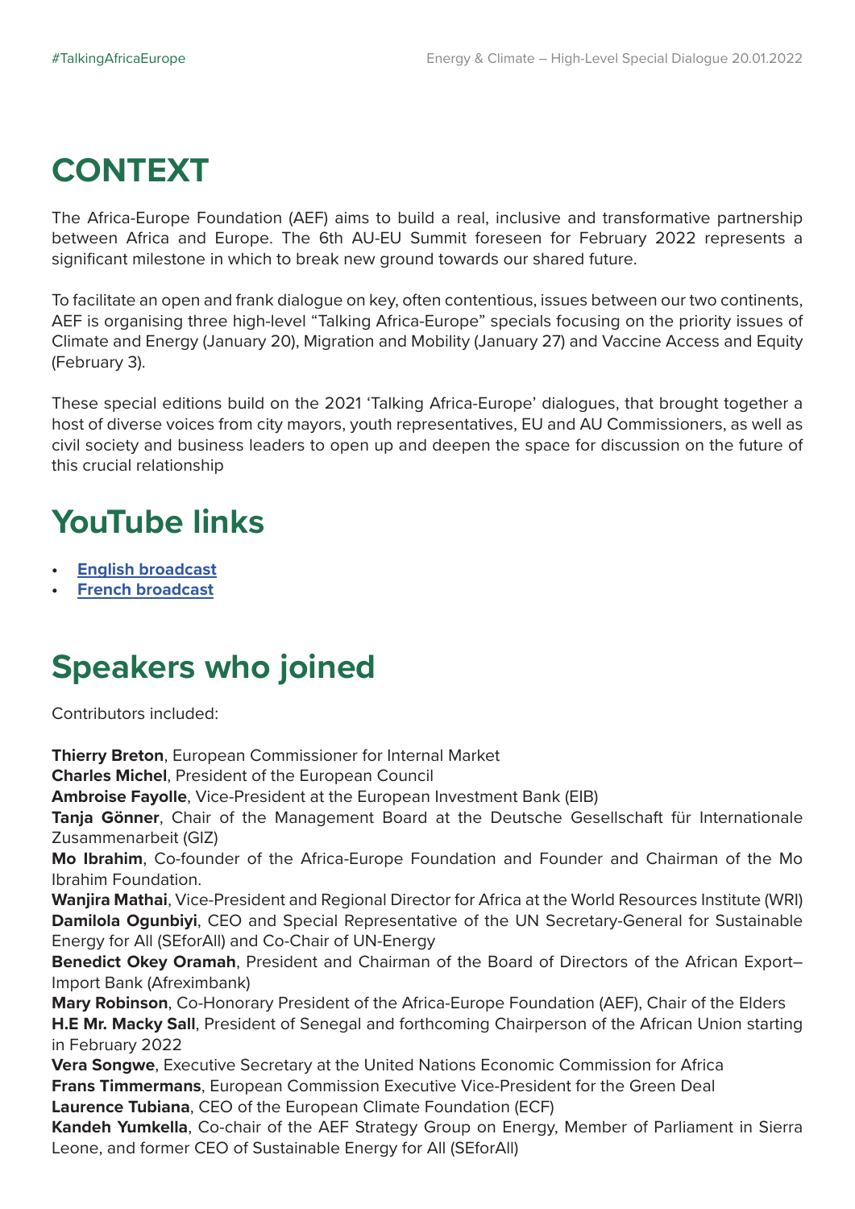# CONTEXT

The Africa-Europe Foundation (AEF) aims to build a real, inclusive and transformative partnership between Africa and Europe. The 6th AU-EU Summit foreseen for February 2022 represents a significant milestone in which to break new ground towards our shared future.

To facilitate an open and frank dialogue on key, often contentious, issues between our two continents, AEF is organising three high-level "Talking Africa-Europe" specials focusing on the priority issues of Climate and Energy (January 20), Migration and Mobility (January 27) and Vaccine Access and Equity (February 3).

These special editions build on the 2021 'Talking Africa-Europe' dialogues, that brought together a host of diverse voices from city mayors, youth representatives, EU and AU Commissioners, as well as civil society and business leaders to open up and deepen the space for discussion on the future of this crucial relationship

# YouTube links

- **English broadcast**
- **French broadcast**

# Speakers who joined

Contributors included:

**Thierry Breton**, European Commissioner for Internal Market
**Charles Michel**, President of the European Council
**Ambroise Fayolle**, Vice-President at the European Investment Bank (EIB)
**Tanja Gönner**, Chair of the Management Board at the Deutsche Gesellschaft für Internationale Zusammenarbeit (GIZ)
**Mo Ibrahim**, Co-founder of the Africa-Europe Foundation and Founder and Chairman of the Mo Ibrahim Foundation.
**Wanjira Mathai**, Vice-President and Regional Director for Africa at the World Resources Institute (WRI)
**Damilola Ogunbiyi**, CEO and Special Representative of the UN Secretary-General for Sustainable Energy for All (SEforAll) and Co-Chair of UN-Energy
**Benedict Okey Oramah**, President and Chairman of the Board of Directors of the African Export–Import Bank (Afreximbank)
**Mary Robinson**, Co-Honorary President of the Africa-Europe Foundation (AEF), Chair of the Elders
**H.E Mr. Macky Sall**, President of Senegal and forthcoming Chairperson of the African Union starting in February 2022
**Vera Songwe**, Executive Secretary at the United Nations Economic Commission for Africa
**Frans Timmermans**, European Commission Executive Vice-President for the Green Deal
**Laurence Tubiana**, CEO of the European Climate Foundation (ECF)
**Kandeh Yumkella**, Co-chair of the AEF Strategy Group on Energy, Member of Parliament in Sierra Leone, and former CEO of Sustainable Energy for All (SEforAll)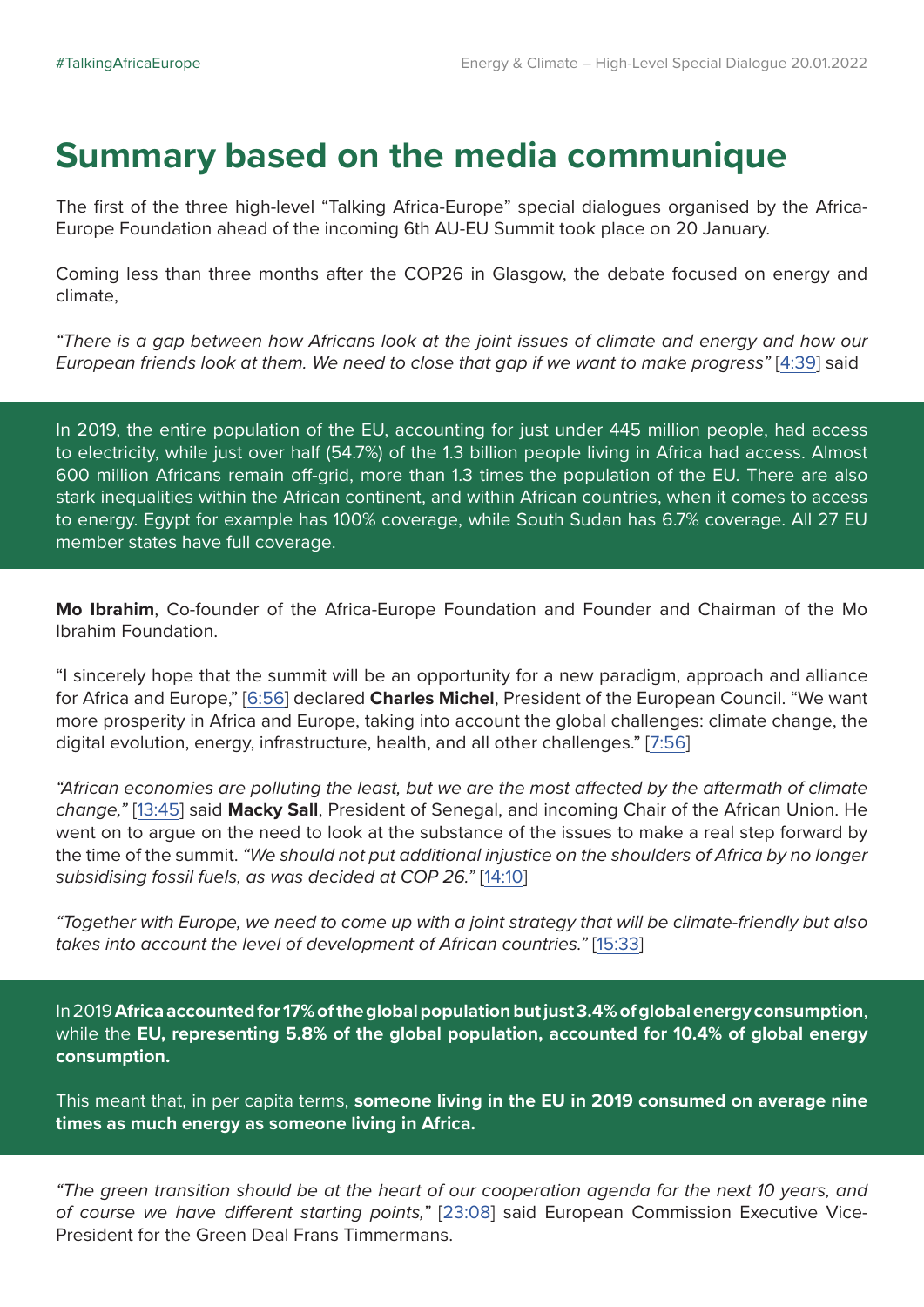# Summary based on the media communique

The first of the three high-level "Talking Africa-Europe" special dialogues organised by the Africa-Europe Foundation ahead of the incoming 6th AU-EU Summit took place on 20 January.

Coming less than three months after the COP26 in Glasgow, the debate focused on energy and climate,

*"There is a gap between how Africans look at the joint issues of climate and energy and how our European friends look at them. We need to close that gap if we want to make progress"* [4:39] said

In 2019, the entire population of the EU, accounting for just under 445 million people, had access to electricity, while just over half (54.7%) of the 1.3 billion people living in Africa had access. Almost 600 million Africans remain off-grid, more than 1.3 times the population of the EU. There are also stark inequalities within the African continent, and within African countries, when it comes to access to energy. Egypt for example has 100% coverage, while South Sudan has 6.7% coverage. All 27 EU member states have full coverage.

**Mo Ibrahim**, Co-founder of the Africa-Europe Foundation and Founder and Chairman of the Mo Ibrahim Foundation.

"I sincerely hope that the summit will be an opportunity for a new paradigm, approach and alliance for Africa and Europe," [6:56] declared **Charles Michel**, President of the European Council. "We want more prosperity in Africa and Europe, taking into account the global challenges: climate change, the digital evolution, energy, infrastructure, health, and all other challenges." [7:56]

*"African economies are polluting the least, but we are the most affected by the aftermath of climate change,"* [13:45] said **Macky Sall**, President of Senegal, and incoming Chair of the African Union. He went on to argue on the need to look at the substance of the issues to make a real step forward by the time of the summit. *"We should not put additional injustice on the shoulders of Africa by no longer subsidising fossil fuels, as was decided at COP 26."* [14:10]

*"Together with Europe, we need to come up with a joint strategy that will be climate-friendly but also takes into account the level of development of African countries."* [15:33]

In 2019 **Africa accounted for 17% of the global population but just 3.4% of global energy consumption**, while the **EU, representing 5.8% of the global population, accounted for 10.4% of global energy consumption.**

This meant that, in per capita terms, **someone living in the EU in 2019 consumed on average nine times as much energy as someone living in Africa.**

*"The green transition should be at the heart of our cooperation agenda for the next 10 years, and of course we have different starting points,"* [23:08] said European Commission Executive Vice-President for the Green Deal Frans Timmermans.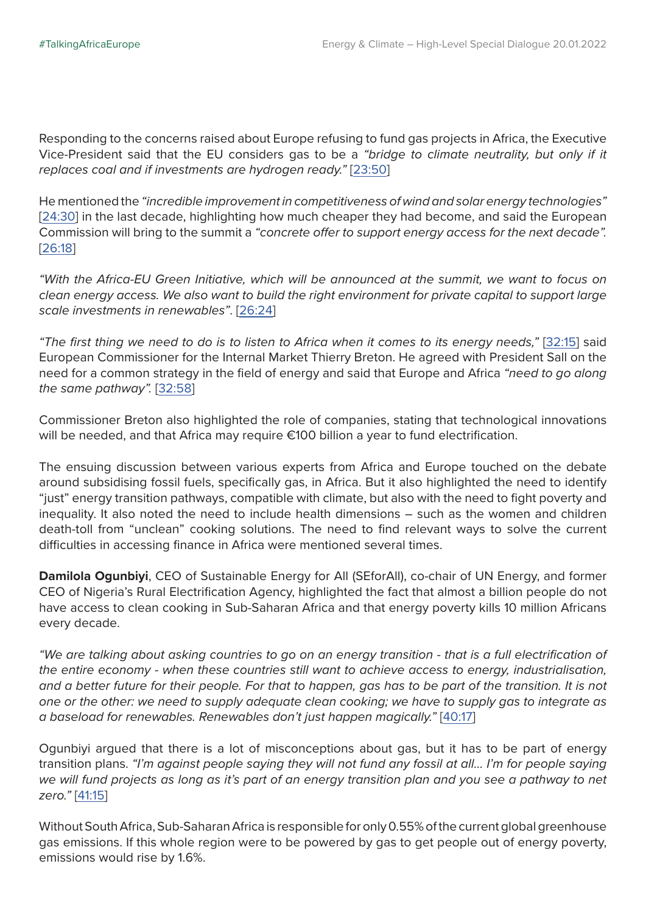Responding to the concerns raised about Europe refusing to fund gas projects in Africa, the Executive Vice-President said that the EU considers gas to be a *"bridge to climate neutrality, but only if it replaces coal and if investments are hydrogen ready."* [23:50]

He mentioned the *"incredible improvement in competitiveness of wind and solar energy technologies"* [24:30] in the last decade, highlighting how much cheaper they had become, and said the European Commission will bring to the summit a *"concrete offer to support energy access for the next decade".* [26:18]

*"With the Africa-EU Green Initiative, which will be announced at the summit, we want to focus on clean energy access. We also want to build the right environment for private capital to support large scale investments in renewables".* [26:24]

*"The first thing we need to do is to listen to Africa when it comes to its energy needs,"* [32:15] said European Commissioner for the Internal Market Thierry Breton. He agreed with President Sall on the need for a common strategy in the field of energy and said that Europe and Africa *"need to go along the same pathway".* [32:58]

Commissioner Breton also highlighted the role of companies, stating that technological innovations will be needed, and that Africa may require €100 billion a year to fund electrification.

The ensuing discussion between various experts from Africa and Europe touched on the debate around subsidising fossil fuels, specifically gas, in Africa. But it also highlighted the need to identify "just" energy transition pathways, compatible with climate, but also with the need to fight poverty and inequality. It also noted the need to include health dimensions – such as the women and children death-toll from "unclean" cooking solutions. The need to find relevant ways to solve the current difficulties in accessing finance in Africa were mentioned several times.

**Damilola Ogunbiyi**, CEO of Sustainable Energy for All (SEforAll), co-chair of UN Energy, and former CEO of Nigeria's Rural Electrification Agency, highlighted the fact that almost a billion people do not have access to clean cooking in Sub-Saharan Africa and that energy poverty kills 10 million Africans every decade.

*"We are talking about asking countries to go on an energy transition - that is a full electrification of the entire economy - when these countries still want to achieve access to energy, industrialisation, and a better future for their people. For that to happen, gas has to be part of the transition. It is not one or the other: we need to supply adequate clean cooking; we have to supply gas to integrate as a baseload for renewables. Renewables don't just happen magically."* [40:17]

Ogunbiyi argued that there is a lot of misconceptions about gas, but it has to be part of energy transition plans. *"I'm against people saying they will not fund any fossil at all... I'm for people saying we will fund projects as long as it's part of an energy transition plan and you see a pathway to net zero."* [41:15]

Without South Africa, Sub-Saharan Africa is responsible for only 0.55% of the current global greenhouse gas emissions. If this whole region were to be powered by gas to get people out of energy poverty, emissions would rise by 1.6%.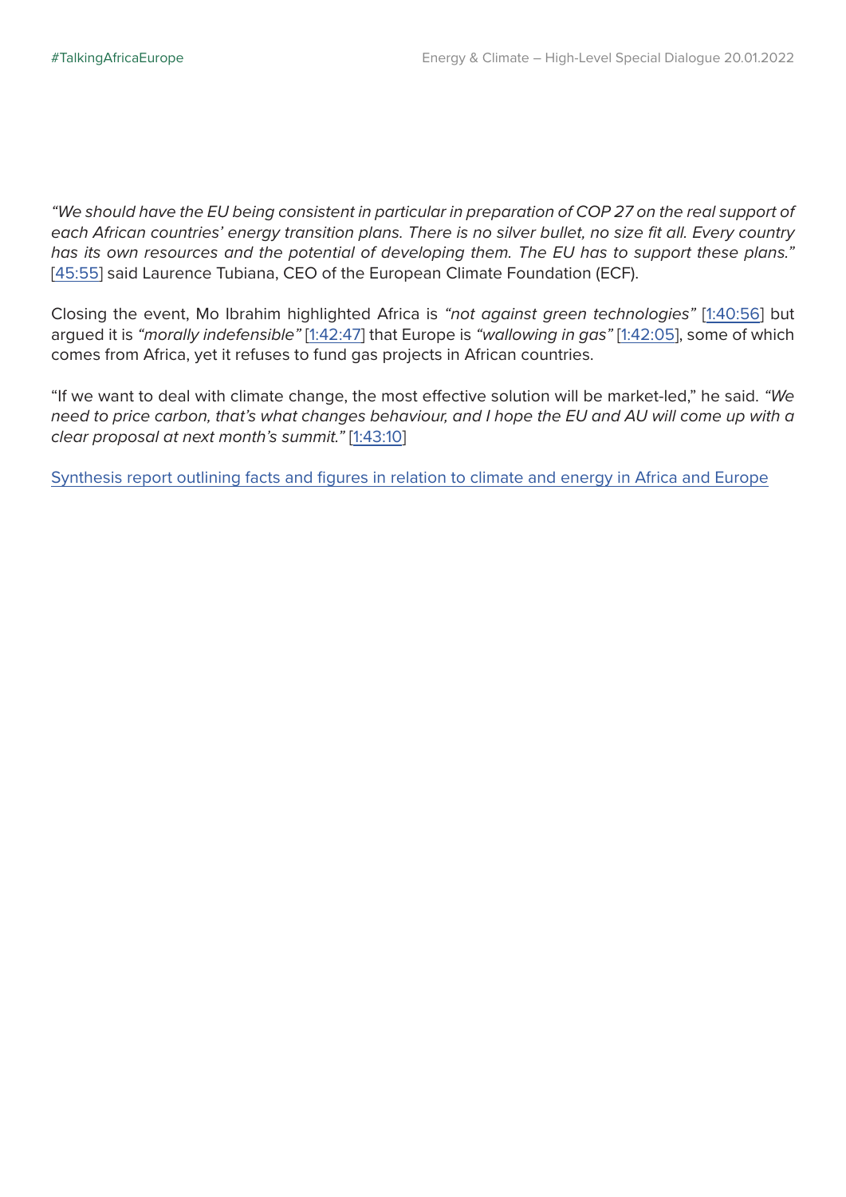*"We should have the EU being consistent in particular in preparation of COP 27 on the real support of each African countries' energy transition plans. There is no silver bullet, no size fit all. Every country has its own resources and the potential of developing them. The EU has to support these plans."* [45:55] said Laurence Tubiana, CEO of the European Climate Foundation (ECF).

Closing the event, Mo Ibrahim highlighted Africa is *"not against green technologies"* [1:40:56] but argued it is *"morally indefensible"* [1:42:47] that Europe is *"wallowing in gas"* [1:42:05], some of which comes from Africa, yet it refuses to fund gas projects in African countries.

"If we want to deal with climate change, the most effective solution will be market-led," he said. *"We need to price carbon, that's what changes behaviour, and I hope the EU and AU will come up with a clear proposal at next month's summit."* [1:43:10]

Synthesis report outlining facts and figures in relation to climate and energy in Africa and Europe